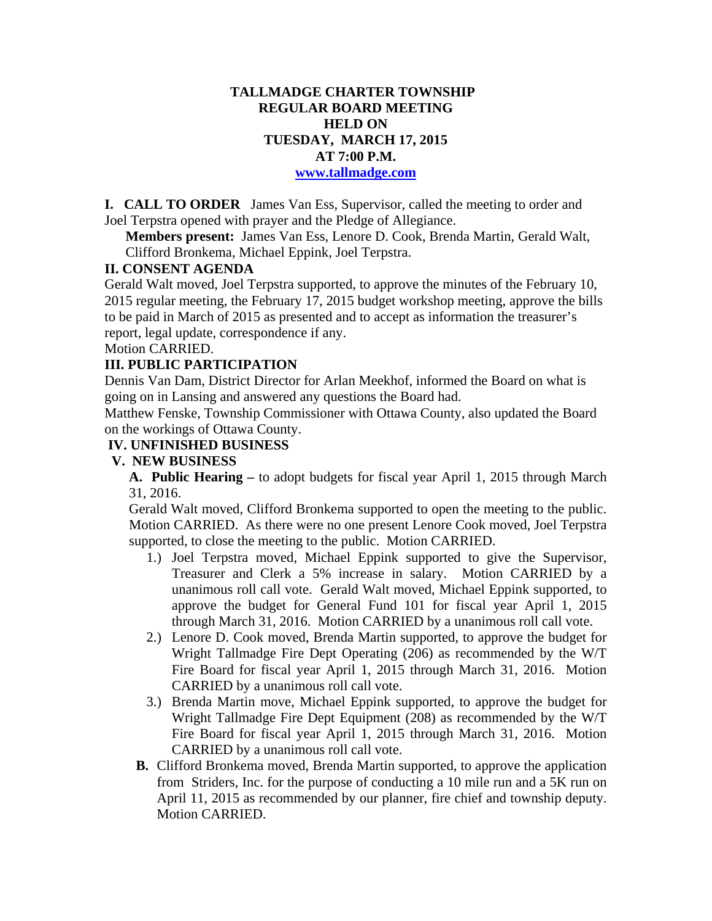# TALLMADGE CHARTER TOWNSHIP
## REGULAR BOARD MEETING
## HELD ON
## TUESDAY, MARCH 17, 2015
## AT 7:00 P.M.

[www.tallmadge.com](http://www.tallmadge.com)

**I. CALL TO ORDER** James Van Ess, Supervisor, called the meeting to order and Joel Terpstra opened with prayer and the Pledge of Allegiance.

**Members present:** James Van Ess, Lenore D. Cook, Brenda Martin, Gerald Walt, Clifford Bronkema, Michael Eppink, Joel Terpstra.

**II. CONSENT AGENDA**

Gerald Walt moved, Joel Terpstra supported, to approve the minutes of the February 10, 2015 regular meeting, the February 17, 2015 budget workshop meeting, approve the bills to be paid in March of 2015 as presented and to accept as information the treasurer's report, legal update, correspondence if any.

Motion CARRIED.

**III. PUBLIC PARTICIPATION**

Dennis Van Dam, District Director for Arlan Meekhof, informed the Board on what is going on in Lansing and answered any questions the Board had.

Matthew Fenske, Township Commissioner with Ottawa County, also updated the Board on the workings of Ottawa County.

**IV. UNFINISHED BUSINESS**

**V. NEW BUSINESS**

**A. Public Hearing –** to adopt budgets for fiscal year April 1, 2015 through March 31, 2016.

Gerald Walt moved, Clifford Bronkema supported to open the meeting to the public. Motion CARRIED. As there were no one present Lenore Cook moved, Joel Terpstra supported, to close the meeting to the public. Motion CARRIED.

1.) Joel Terpstra moved, Michael Eppink supported to give the Supervisor, Treasurer and Clerk a 5% increase in salary. Motion CARRIED by a unanimous roll call vote. Gerald Walt moved, Michael Eppink supported, to approve the budget for General Fund 101 for fiscal year April 1, 2015 through March 31, 2016. Motion CARRIED by a unanimous roll call vote.

2.) Lenore D. Cook moved, Brenda Martin supported, to approve the budget for Wright Tallmadge Fire Dept Operating (206) as recommended by the W/T Fire Board for fiscal year April 1, 2015 through March 31, 2016. Motion CARRIED by a unanimous roll call vote.

3.) Brenda Martin move, Michael Eppink supported, to approve the budget for Wright Tallmadge Fire Dept Equipment (208) as recommended by the W/T Fire Board for fiscal year April 1, 2015 through March 31, 2016. Motion CARRIED by a unanimous roll call vote.

**B.** Clifford Bronkema moved, Brenda Martin supported, to approve the application from Striders, Inc. for the purpose of conducting a 10 mile run and a 5K run on April 11, 2015 as recommended by our planner, fire chief and township deputy. Motion CARRIED.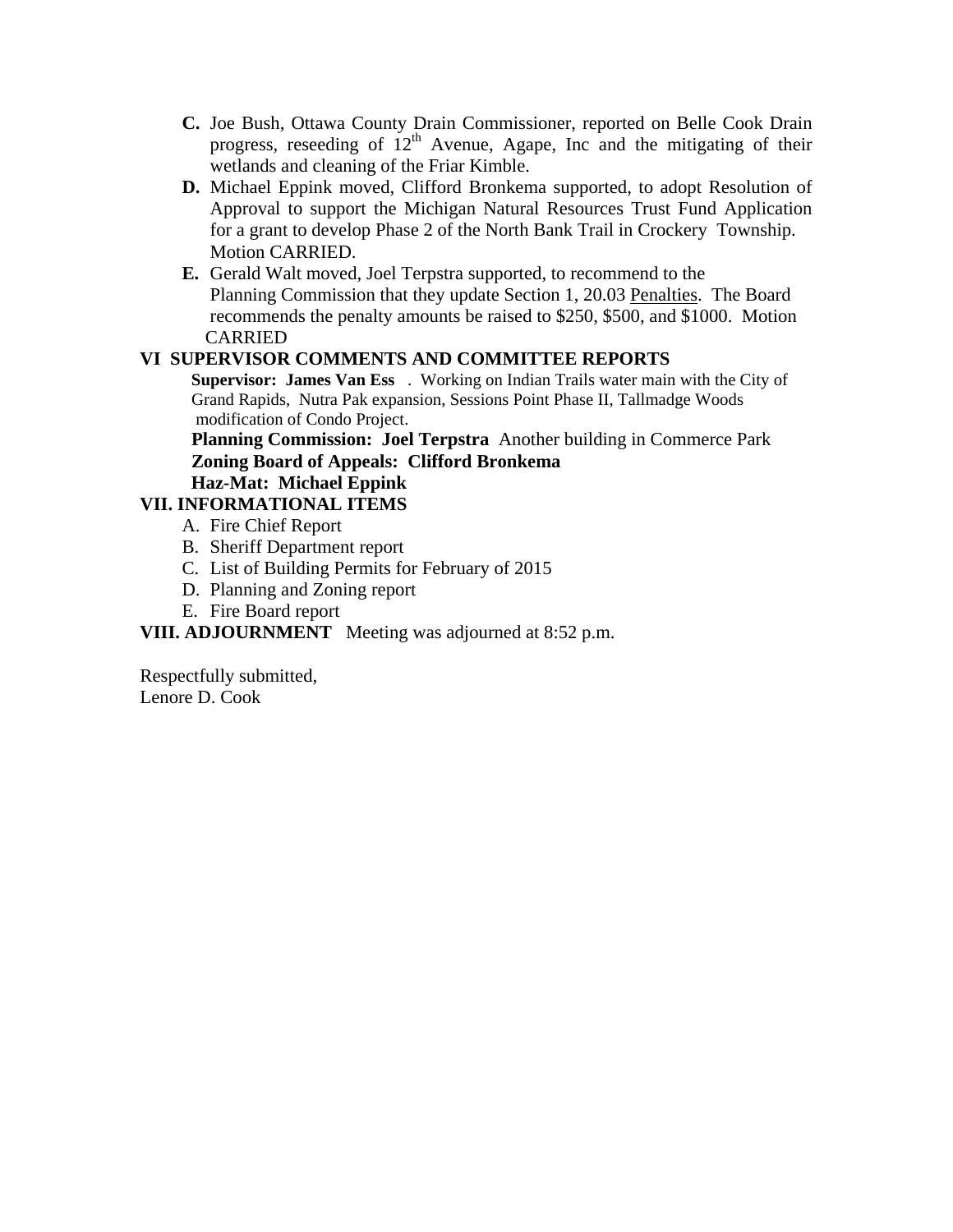**C.** Joe Bush, Ottawa County Drain Commissioner, reported on Belle Cook Drain progress, reseeding of 12th Avenue, Agape, Inc and the mitigating of their wetlands and cleaning of the Friar Kimble.

**D.** Michael Eppink moved, Clifford Bronkema supported, to adopt Resolution of Approval to support the Michigan Natural Resources Trust Fund Application for a grant to develop Phase 2 of the North Bank Trail in Crockery Township. Motion CARRIED.

**E.** Gerald Walt moved, Joel Terpstra supported, to recommend to the Planning Commission that they update Section 1, 20.03 Penalties. The Board recommends the penalty amounts be raised to $250, $500, and $1000. Motion CARRIED

## VI SUPERVISOR COMMENTS AND COMMITTEE REPORTS

**Supervisor: James Van Ess** . Working on Indian Trails water main with the City of Grand Rapids, Nutra Pak expansion, Sessions Point Phase II, Tallmadge Woods modification of Condo Project.

**Planning Commission: Joel Terpstra** Another building in Commerce Park

**Zoning Board of Appeals: Clifford Bronkema**

**Haz-Mat: Michael Eppink**

## VII. INFORMATIONAL ITEMS

A. Fire Chief Report
B. Sheriff Department report
C. List of Building Permits for February of 2015
D. Planning and Zoning report
E. Fire Board report

**VIII. ADJOURNMENT** Meeting was adjourned at 8:52 p.m.

Respectfully submitted,
Lenore D. Cook